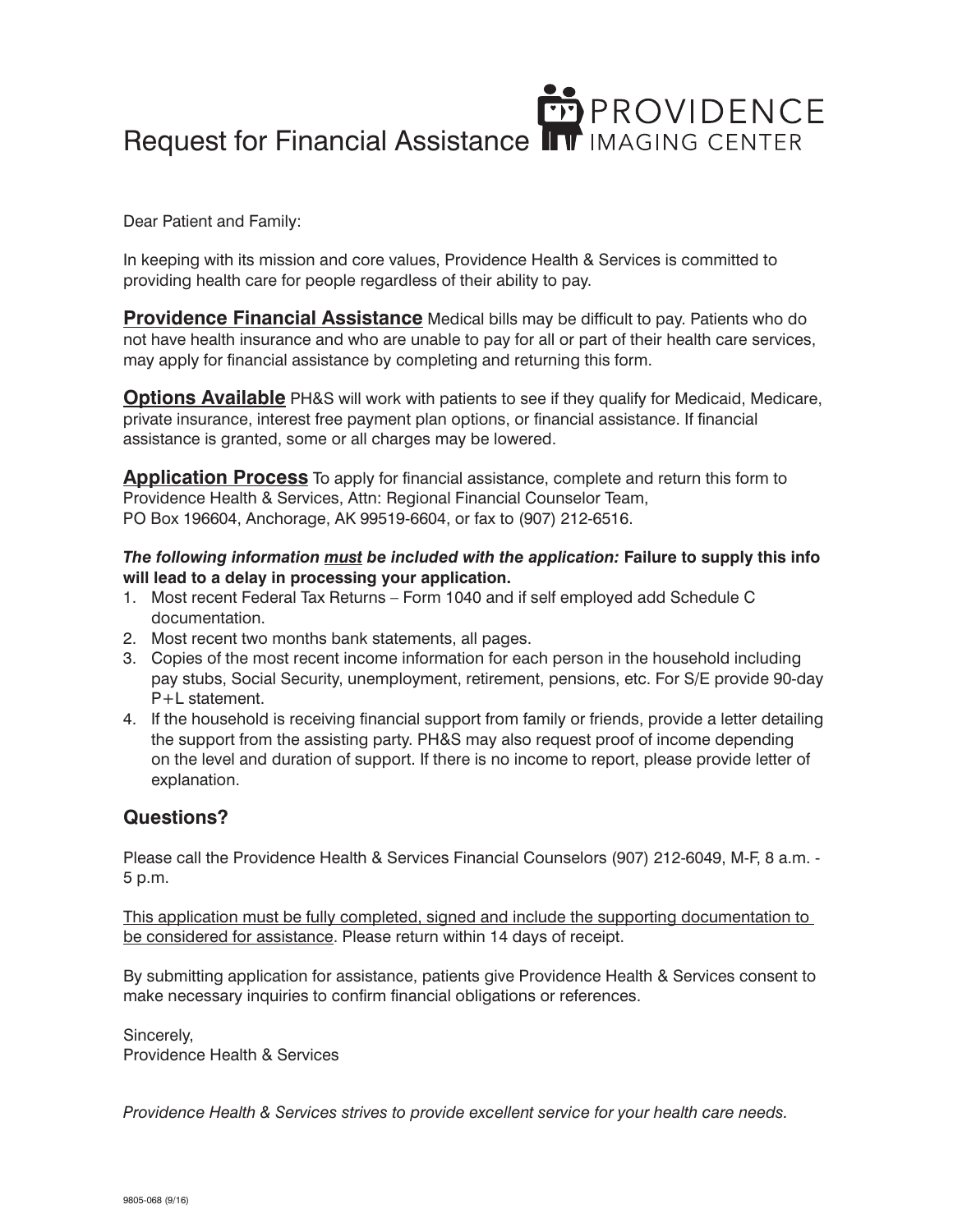# Request for Financial Assistance

PROVIDENCE IMAGING CENTER

Dear Patient and Family:

In keeping with its mission and core values, Providence Health & Services is committed to providing health care for people regardless of their ability to pay.

**Providence Financial Assistance** Medical bills may be difficult to pay. Patients who do not have health insurance and who are unable to pay for all or part of their health care services, may apply for financial assistance by completing and returning this form.

**Options Available** PH&S will work with patients to see if they qualify for Medicaid, Medicare, private insurance, interest free payment plan options, or financial assistance. If financial assistance is granted, some or all charges may be lowered.

**Application Process** To apply for financial assistance, complete and return this form to Providence Health & Services, Attn: Regional Financial Counselor Team, PO Box 196604, Anchorage, AK 99519-6604, or fax to (907) 212-6516.

***The following information must be included with the application:*** **Failure to supply this info will lead to a delay in processing your application.**

1. Most recent Federal Tax Returns – Form 1040 and if self employed add Schedule C documentation.
2. Most recent two months bank statements, all pages.
3. Copies of the most recent income information for each person in the household including pay stubs, Social Security, unemployment, retirement, pensions, etc. For S/E provide 90-day P+L statement.
4. If the household is receiving financial support from family or friends, provide a letter detailing the support from the assisting party. PH&S may also request proof of income depending on the level and duration of support. If there is no income to report, please provide letter of explanation.

## Questions?

Please call the Providence Health & Services Financial Counselors (907) 212-6049, M-F, 8 a.m. - 5 p.m.

This application must be fully completed, signed and include the supporting documentation to be considered for assistance. Please return within 14 days of receipt.

By submitting application for assistance, patients give Providence Health & Services consent to make necessary inquiries to confirm financial obligations or references.

Sincerely,
Providence Health & Services

*Providence Health & Services strives to provide excellent service for your health care needs.*

9805-068 (9/16)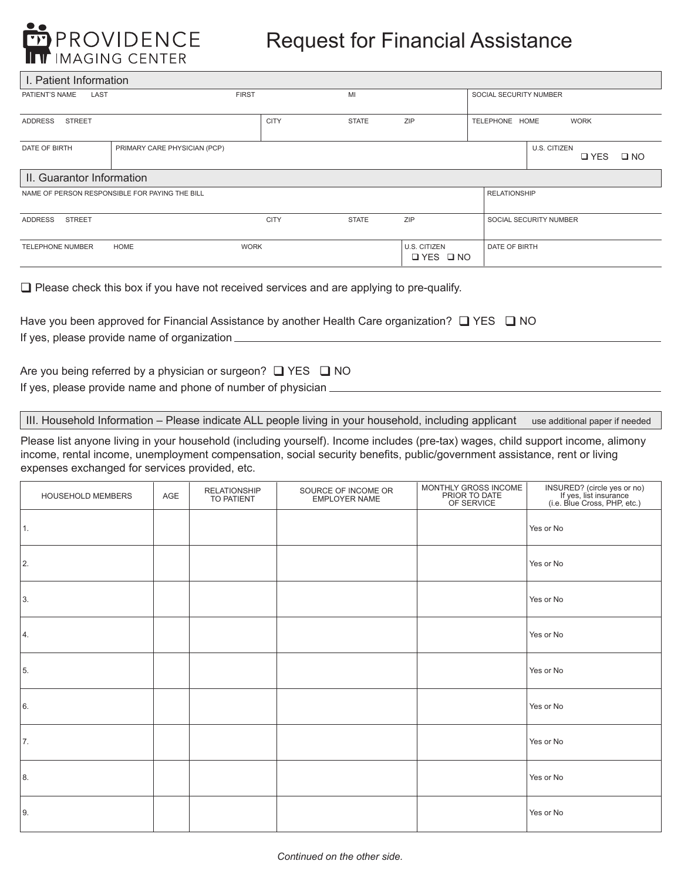PROVIDENCE IMAGING CENTER

# Request for Financial Assistance

## I. Patient Information

| PATIENT'S NAME LAST | FIRST | MI | SOCIAL SECURITY NUMBER |
|---|---|---|---|
| | | | |

| ADDRESS STREET | CITY | STATE | ZIP | TELEPHONE HOME | WORK |
|---|---|---|---|---|---|
| | | | | | |

| DATE OF BIRTH | PRIMARY CARE PHYSICIAN (PCP) | U.S. CITIZEN ❑ YES ❑ NO |
|---|---|---|
| | | |

## II. Guarantor Information

| NAME OF PERSON RESPONSIBLE FOR PAYING THE BILL | RELATIONSHIP |
|---|---|
| | |

| ADDRESS STREET | CITY | STATE | ZIP | SOCIAL SECURITY NUMBER |
|---|---|---|---|---|
| | | | | |

| TELEPHONE NUMBER HOME | WORK | U.S. CITIZEN ❑ YES ❑ NO | DATE OF BIRTH |
|---|---|---|---|
| | | | |

❑ Please check this box if you have not received services and are applying to pre-qualify.

Have you been approved for Financial Assistance by another Health Care organization? ❑ YES ❑ NO

If yes, please provide name of organization ______________________________

Are you being referred by a physician or surgeon? ❑ YES ❑ NO

If yes, please provide name and phone of number of physician ______________________________

## III. Household Information – Please indicate ALL people living in your household, including applicant

use additional paper if needed

Please list anyone living in your household (including yourself). Income includes (pre-tax) wages, child support income, alimony income, rental income, unemployment compensation, social security benefits, public/government assistance, rent or living expenses exchanged for services provided, etc.

| HOUSEHOLD MEMBERS | AGE | RELATIONSHIP TO PATIENT | SOURCE OF INCOME OR EMPLOYER NAME | MONTHLY GROSS INCOME PRIOR TO DATE OF SERVICE | INSURED? (circle yes or no) If yes, list insurance (i.e. Blue Cross, PHP, etc.) |
|---|---|---|---|---|---|
| 1. | | | | | Yes or No |
| 2. | | | | | Yes or No |
| 3. | | | | | Yes or No |
| 4. | | | | | Yes or No |
| 5. | | | | | Yes or No |
| 6. | | | | | Yes or No |
| 7. | | | | | Yes or No |
| 8. | | | | | Yes or No |
| 9. | | | | | Yes or No |

*Continued on the other side.*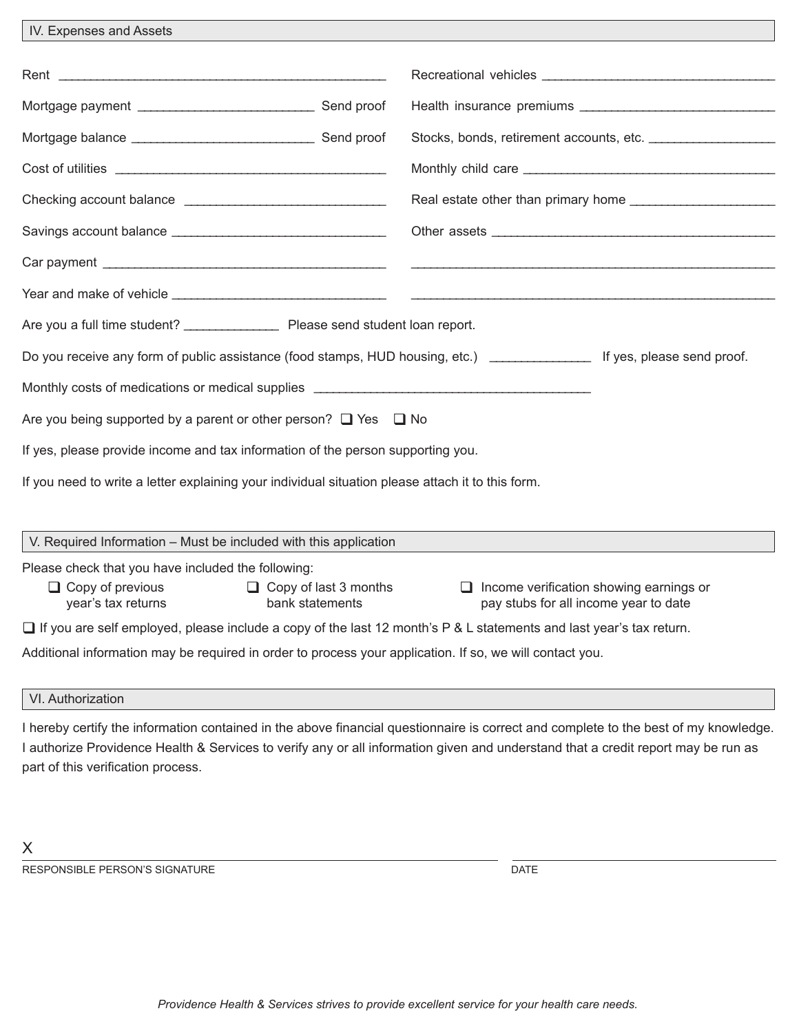## IV. Expenses and Assets

Rent ______________________________________________

Mortgage payment ________________________ Send proof

Mortgage balance ________________________ Send proof

Cost of utilities ______________________________________

Checking account balance _____________________________

Savings account balance ______________________________

Car payment _________________________________________

Year and make of vehicle ______________________________

Recreational vehicles _________________________________

Health insurance premiums ____________________________

Stocks, bonds, retirement accounts, etc. _________________

Monthly child care ____________________________________

Real estate other than primary home ____________________

Other assets _________________________________________

___________________________________________________

___________________________________________________

Are you a full time student? _____________ Please send student loan report.

Do you receive any form of public assistance (food stamps, HUD housing, etc.) ______________ If yes, please send proof.

Monthly costs of medications or medical supplies ______________________________________

Are you being supported by a parent or other person? ☐ Yes ☐ No

If yes, please provide income and tax information of the person supporting you.

If you need to write a letter explaining your individual situation please attach it to this form.

## V. Required Information – Must be included with this application

Please check that you have included the following:

- ☐ Copy of previous year's tax returns
- ☐ Copy of last 3 months bank statements
- ☐ Income verification showing earnings or pay stubs for all income year to date

☐ If you are self employed, please include a copy of the last 12 month's P & L statements and last year's tax return.

Additional information may be required in order to process your application. If so, we will contact you.

## VI. Authorization

I hereby certify the information contained in the above financial questionnaire is correct and complete to the best of my knowledge. I authorize Providence Health & Services to verify any or all information given and understand that a credit report may be run as part of this verification process.

X ______________________________________________ ______________________

RESPONSIBLE PERSON'S SIGNATURE DATE

*Providence Health & Services strives to provide excellent service for your health care needs.*